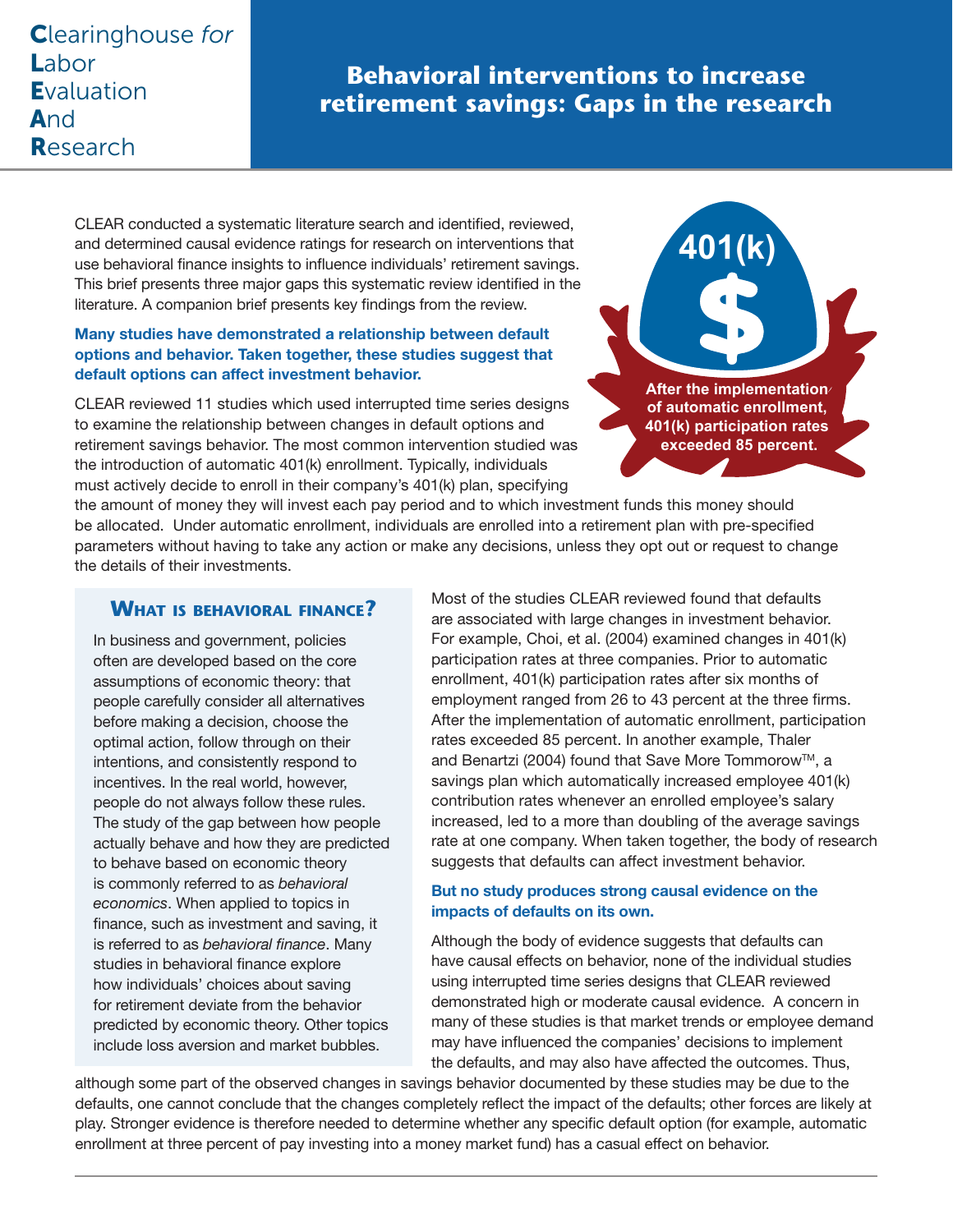Clearinghouse *for* Labor Evaluation And Research

# Behavioral interventions to increase retirement savings: Gaps in the research

CLEAR conducted a systematic literature search and identified, reviewed, and determined causal evidence ratings for research on interventions that use behavioral finance insights to influence individuals' retirement savings. This brief presents three major gaps this systematic review identified in the literature. A companion brief presents key findings from the review.

401(k) $

**After the implementation of automatic enrollment, 401(k) participation rates exceeded 85 percent.**

### Many studies have demonstrated a relationship between default options and behavior. Taken together, these studies suggest that default options can affect investment behavior.

CLEAR reviewed 11 studies which used interrupted time series designs to examine the relationship between changes in default options and retirement savings behavior. The most common intervention studied was the introduction of automatic 401(k) enrollment. Typically, individuals must actively decide to enroll in their company's 401(k) plan, specifying the amount of money they will invest each pay period and to which investment funds this money should be allocated. Under automatic enrollment, individuals are enrolled into a retirement plan with pre-specified parameters without having to take any action or make any decisions, unless they opt out or request to change the details of their investments.

> **What is behavioral finance?**
>
> In business and government, policies often are developed based on the core assumptions of economic theory: that people carefully consider all alternatives before making a decision, choose the optimal action, follow through on their intentions, and consistently respond to incentives. In the real world, however, people do not always follow these rules. The study of the gap between how people actually behave and how they are predicted to behave based on economic theory is commonly referred to as *behavioral economics*. When applied to topics in finance, such as investment and saving, it is referred to as *behavioral finance*. Many studies in behavioral finance explore how individuals' choices about saving for retirement deviate from the behavior predicted by economic theory. Other topics include loss aversion and market bubbles.

Most of the studies CLEAR reviewed found that defaults are associated with large changes in investment behavior. For example, Choi, et al. (2004) examined changes in 401(k) participation rates at three companies. Prior to automatic enrollment, 401(k) participation rates after six months of employment ranged from 26 to 43 percent at the three firms. After the implementation of automatic enrollment, participation rates exceeded 85 percent. In another example, Thaler and Benartzi (2004) found that Save More Tommorow™, a savings plan which automatically increased employee 401(k) contribution rates whenever an enrolled employee's salary increased, led to a more than doubling of the average savings rate at one company. When taken together, the body of research suggests that defaults can affect investment behavior.

### But no study produces strong causal evidence on the impacts of defaults on its own.

Although the body of evidence suggests that defaults can have causal effects on behavior, none of the individual studies using interrupted time series designs that CLEAR reviewed demonstrated high or moderate causal evidence. A concern in many of these studies is that market trends or employee demand may have influenced the companies' decisions to implement the defaults, and may also have affected the outcomes. Thus, although some part of the observed changes in savings behavior documented by these studies may be due to the defaults, one cannot conclude that the changes completely reflect the impact of the defaults; other forces are likely at play. Stronger evidence is therefore needed to determine whether any specific default option (for example, automatic enrollment at three percent of pay investing into a money market fund) has a casual effect on behavior.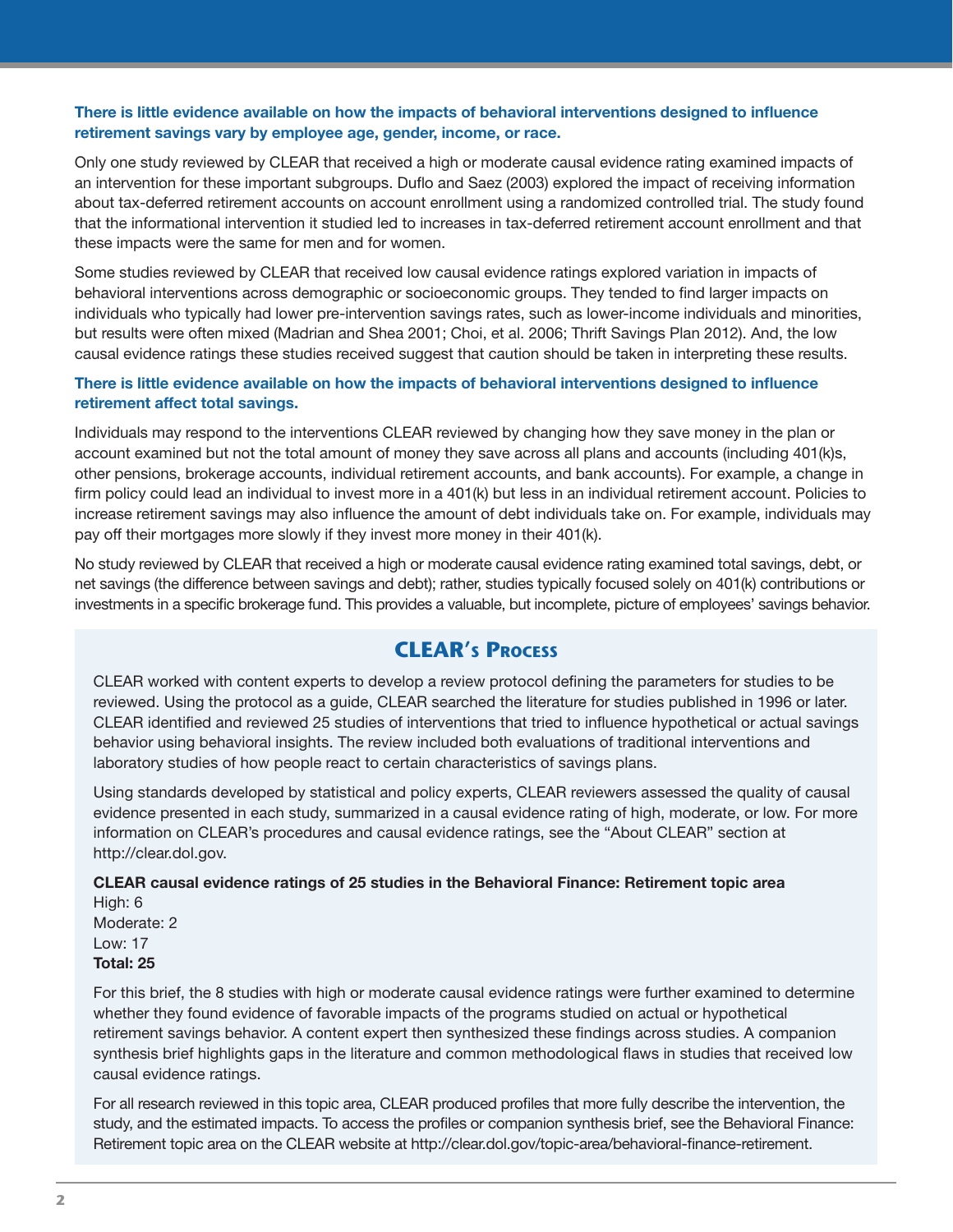### There is little evidence available on how the impacts of behavioral interventions designed to influence retirement savings vary by employee age, gender, income, or race.

Only one study reviewed by CLEAR that received a high or moderate causal evidence rating examined impacts of an intervention for these important subgroups. Duflo and Saez (2003) explored the impact of receiving information about tax-deferred retirement accounts on account enrollment using a randomized controlled trial. The study found that the informational intervention it studied led to increases in tax-deferred retirement account enrollment and that these impacts were the same for men and for women.

Some studies reviewed by CLEAR that received low causal evidence ratings explored variation in impacts of behavioral interventions across demographic or socioeconomic groups. They tended to find larger impacts on individuals who typically had lower pre-intervention savings rates, such as lower-income individuals and minorities, but results were often mixed (Madrian and Shea 2001; Choi, et al. 2006; Thrift Savings Plan 2012). And, the low causal evidence ratings these studies received suggest that caution should be taken in interpreting these results.

### There is little evidence available on how the impacts of behavioral interventions designed to influence retirement affect total savings.

Individuals may respond to the interventions CLEAR reviewed by changing how they save money in the plan or account examined but not the total amount of money they save across all plans and accounts (including 401(k)s, other pensions, brokerage accounts, individual retirement accounts, and bank accounts). For example, a change in firm policy could lead an individual to invest more in a 401(k) but less in an individual retirement account. Policies to increase retirement savings may also influence the amount of debt individuals take on. For example, individuals may pay off their mortgages more slowly if they invest more money in their 401(k).

No study reviewed by CLEAR that received a high or moderate causal evidence rating examined total savings, debt, or net savings (the difference between savings and debt); rather, studies typically focused solely on 401(k) contributions or investments in a specific brokerage fund. This provides a valuable, but incomplete, picture of employees' savings behavior.

## CLEAR's Process

CLEAR worked with content experts to develop a review protocol defining the parameters for studies to be reviewed. Using the protocol as a guide, CLEAR searched the literature for studies published in 1996 or later. CLEAR identified and reviewed 25 studies of interventions that tried to influence hypothetical or actual savings behavior using behavioral insights. The review included both evaluations of traditional interventions and laboratory studies of how people react to certain characteristics of savings plans.

Using standards developed by statistical and policy experts, CLEAR reviewers assessed the quality of causal evidence presented in each study, summarized in a causal evidence rating of high, moderate, or low. For more information on CLEAR's procedures and causal evidence ratings, see the "About CLEAR" section at http://clear.dol.gov.

**CLEAR causal evidence ratings of 25 studies in the Behavioral Finance: Retirement topic area**
High: 6
Moderate: 2
Low: 17
**Total: 25**

For this brief, the 8 studies with high or moderate causal evidence ratings were further examined to determine whether they found evidence of favorable impacts of the programs studied on actual or hypothetical retirement savings behavior. A content expert then synthesized these findings across studies. A companion synthesis brief highlights gaps in the literature and common methodological flaws in studies that received low causal evidence ratings.

For all research reviewed in this topic area, CLEAR produced profiles that more fully describe the intervention, the study, and the estimated impacts. To access the profiles or companion synthesis brief, see the Behavioral Finance: Retirement topic area on the CLEAR website at http://clear.dol.gov/topic-area/behavioral-finance-retirement.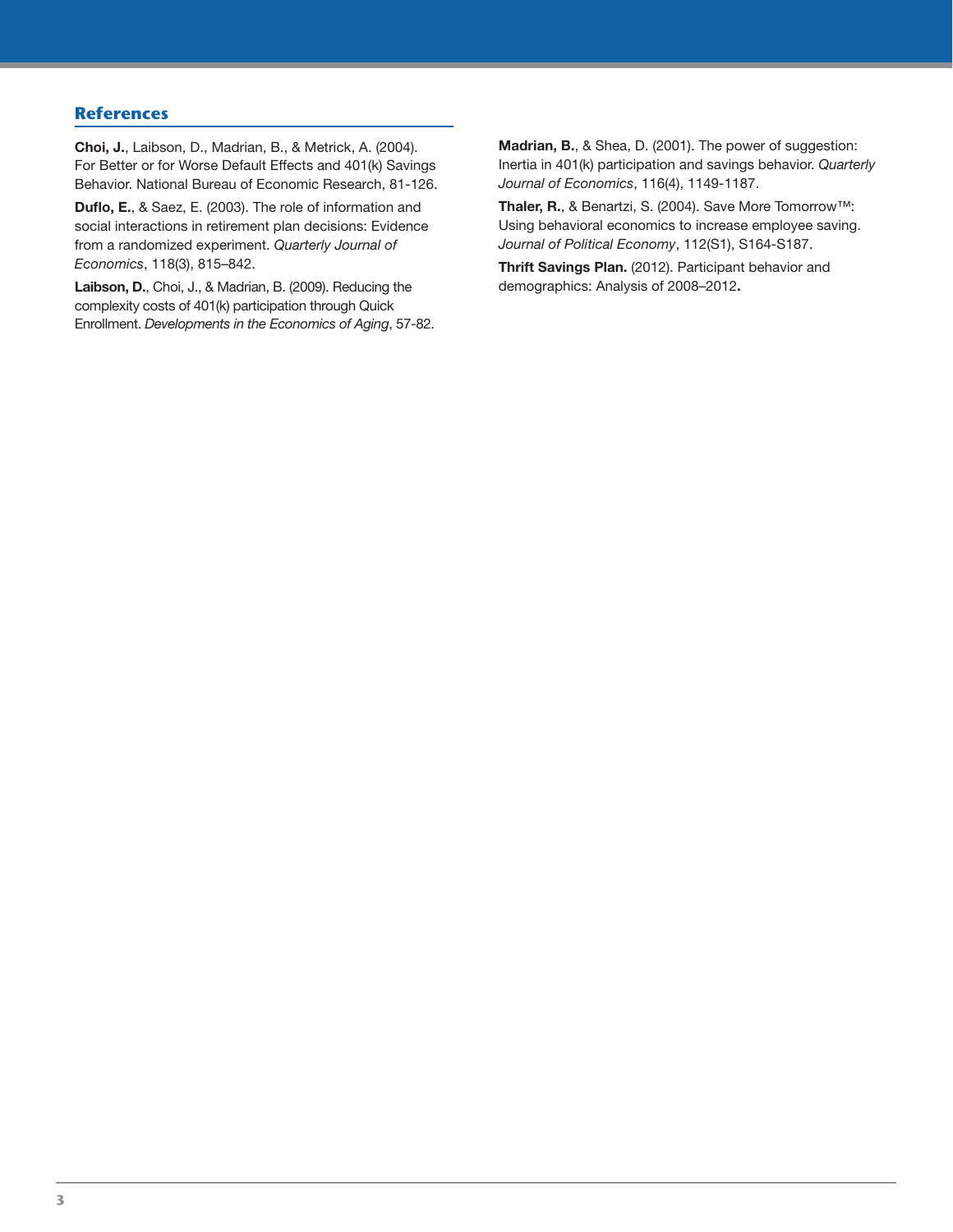## References

**Choi, J.**, Laibson, D., Madrian, B., & Metrick, A. (2004). For Better or for Worse Default Effects and 401(k) Savings Behavior. National Bureau of Economic Research, 81-126.

**Duflo, E.**, & Saez, E. (2003). The role of information and social interactions in retirement plan decisions: Evidence from a randomized experiment. *Quarterly Journal of Economics*, 118(3), 815–842.

**Laibson, D.**, Choi, J., & Madrian, B. (2009). Reducing the complexity costs of 401(k) participation through Quick Enrollment. *Developments in the Economics of Aging*, 57-82.

**Madrian, B.**, & Shea, D. (2001). The power of suggestion: Inertia in 401(k) participation and savings behavior. *Quarterly Journal of Economics*, 116(4), 1149-1187.

**Thaler, R.**, & Benartzi, S. (2004). Save More Tomorrow™: Using behavioral economics to increase employee saving. *Journal of Political Economy*, 112(S1), S164-S187.

**Thrift Savings Plan.** (2012). Participant behavior and demographics: Analysis of 2008–2012**.**